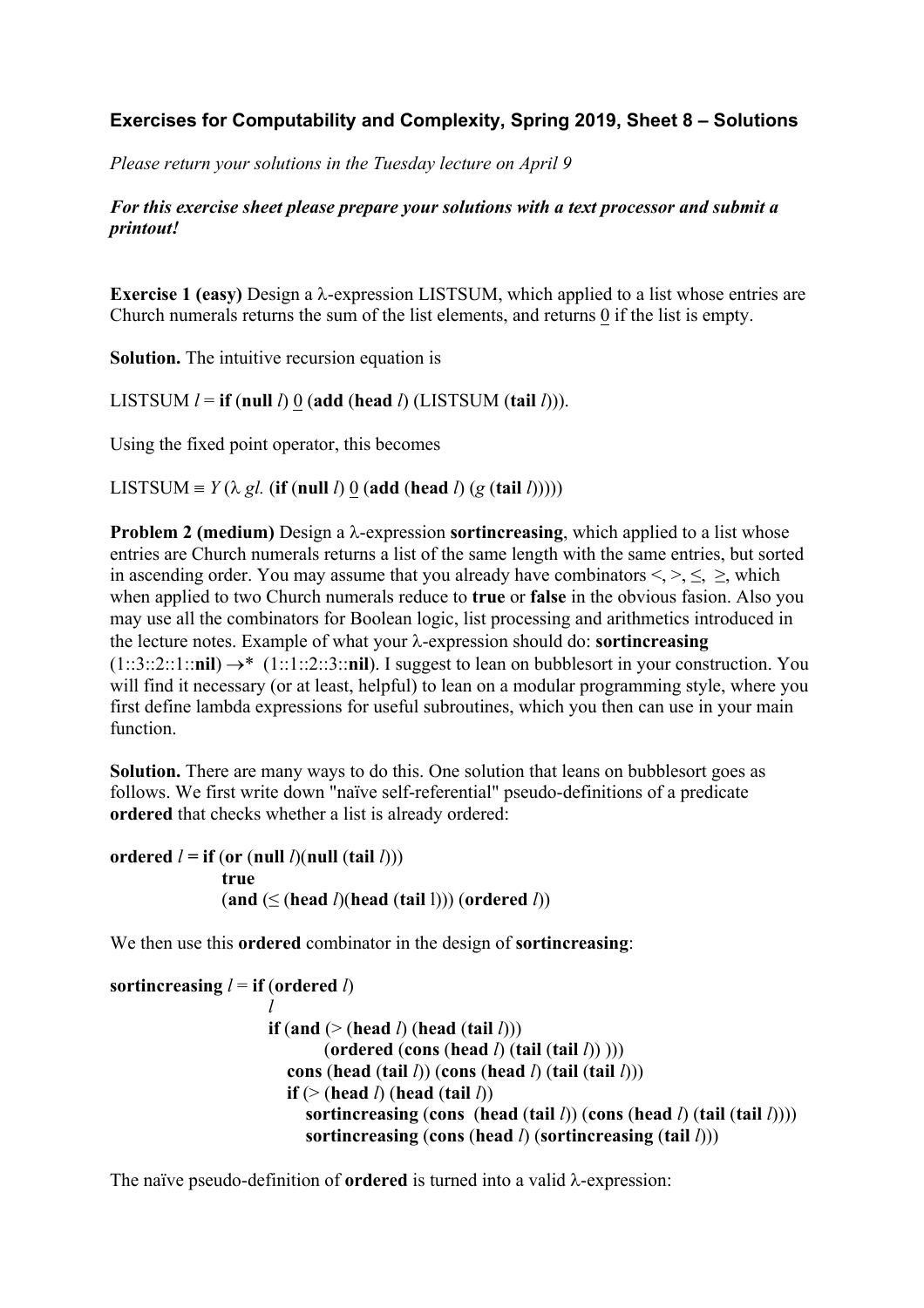### Exercises for Computability and Complexity, Spring 2019, Sheet 8 – Solutions

*Please return your solutions in the Tuesday lecture on April 9*

***For this exercise sheet please prepare your solutions with a text processor and submit a printout!***

**Exercise 1 (easy)** Design a λ-expression LISTSUM, which applied to a list whose entries are Church numerals returns the sum of the list elements, and returns $\underline{0}$ if the list is empty.

**Solution.** The intuitive recursion equation is

LISTSUM *l* = **if** (**null** *l*) $\underline{0}$ (**add** (**head** *l*) (LISTSUM (**tail** *l*))).

Using the fixed point operator, this becomes

LISTSUM ≡ *Y* (λ *gl.* (**if** (**null** *l*) $\underline{0}$ (**add** (**head** *l*) (*g* (**tail** *l*)))))

**Problem 2 (medium)** Design a λ-expression **sortincreasing**, which applied to a list whose entries are Church numerals returns a list of the same length with the same entries, but sorted in ascending order. You may assume that you already have combinators <, >, ≤, ≥, which when applied to two Church numerals reduce to **true** or **false** in the obvious fasion. Also you may use all the combinators for Boolean logic, list processing and arithmetics introduced in the lecture notes. Example of what your λ-expression should do: **sortincreasing** (1::3::2::1::**nil**) →* (1::1::2::3::**nil**). I suggest to lean on bubblesort in your construction. You will find it necessary (or at least, helpful) to lean on a modular programming style, where you first define lambda expressions for useful subroutines, which you then can use in your main function.

**Solution.** There are many ways to do this. One solution that leans on bubblesort goes as follows. We first write down "naïve self-referential" pseudo-definitions of a predicate **ordered** that checks whether a list is already ordered:

**ordered** *l* **= if** (**or** (**null** *l*)(**null** (**tail** *l*)))
  **true**
  (**and** (≤ (**head** *l*)(**head** (**tail** l))) (**ordered** *l*))

We then use this **ordered** combinator in the design of **sortincreasing**:

**sortincreasing** *l* = **if** (**ordered** *l*)
  *l*
  **if** (**and** (> (**head** *l*) (**head** (**tail** *l*)))
    (**ordered** (**cons** (**head** *l*) (**tail** (**tail** *l*)) )))
   **cons** (**head** (**tail** *l*)) (**cons** (**head** *l*) (**tail** (**tail** *l*)))
   **if** (> (**head** *l*) (**head** (**tail** *l*))
    **sortincreasing** (**cons** (**head** (**tail** *l*)) (**cons** (**head** *l*) (**tail** (**tail** *l*))))
    **sortincreasing** (**cons** (**head** *l*) (**sortincreasing** (**tail** *l*)))

The naïve pseudo-definition of **ordered** is turned into a valid λ-expression: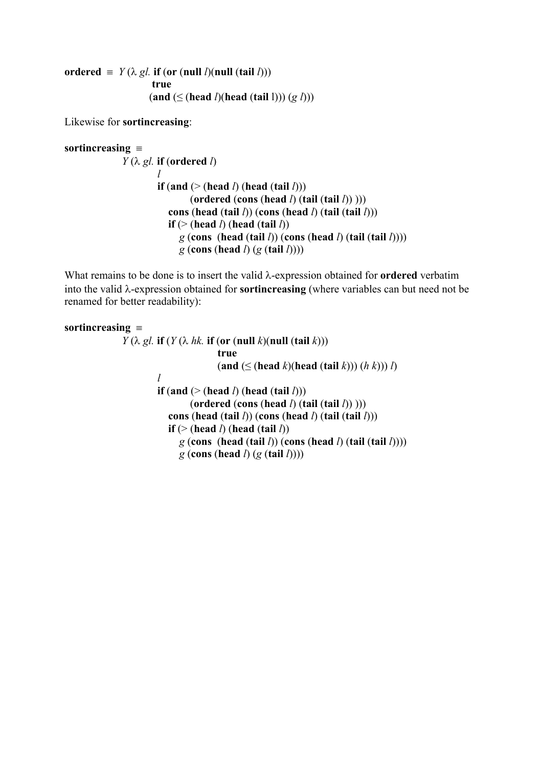**ordered** ≡ *Y* (λ *gl.* **if** (**or** (**null** *l*)(**null** (**tail** *l*)))
  **true**
  (**and** (≤ (**head** *l*)(**head** (**tail** l))) (*g l*)))

Likewise for **sortincreasing**:

```
sortincreasing ≡
        Y (λ gl. if (ordered l)
                l
                if (and (> (head l) (head (tail l)))
                        (ordered (cons (head l) (tail (tail l)) )))
                   cons (head (tail l)) (cons (head l) (tail (tail l)))
                   if (> (head l) (head (tail l))
                      g (cons  (head (tail l)) (cons (head l) (tail (tail l))))
                      g (cons (head l) (g (tail l))))
```

What remains to be done is to insert the valid λ-expression obtained for **ordered** verbatim into the valid λ-expression obtained for **sortincreasing** (where variables can but need not be renamed for better readability):

```
sortincreasing ≡
        Y (λ gl. if (Y (λ hk. if (or (null k)(null (tail k)))
                                 true
                                 (and (≤ (head k)(head (tail k))) (h k))) l)
                l
                if (and (> (head l) (head (tail l)))
                        (ordered (cons (head l) (tail (tail l)) )))
                   cons (head (tail l)) (cons (head l) (tail (tail l)))
                   if (> (head l) (head (tail l))
                      g (cons  (head (tail l)) (cons (head l) (tail (tail l))))
                      g (cons (head l) (g (tail l))))
```